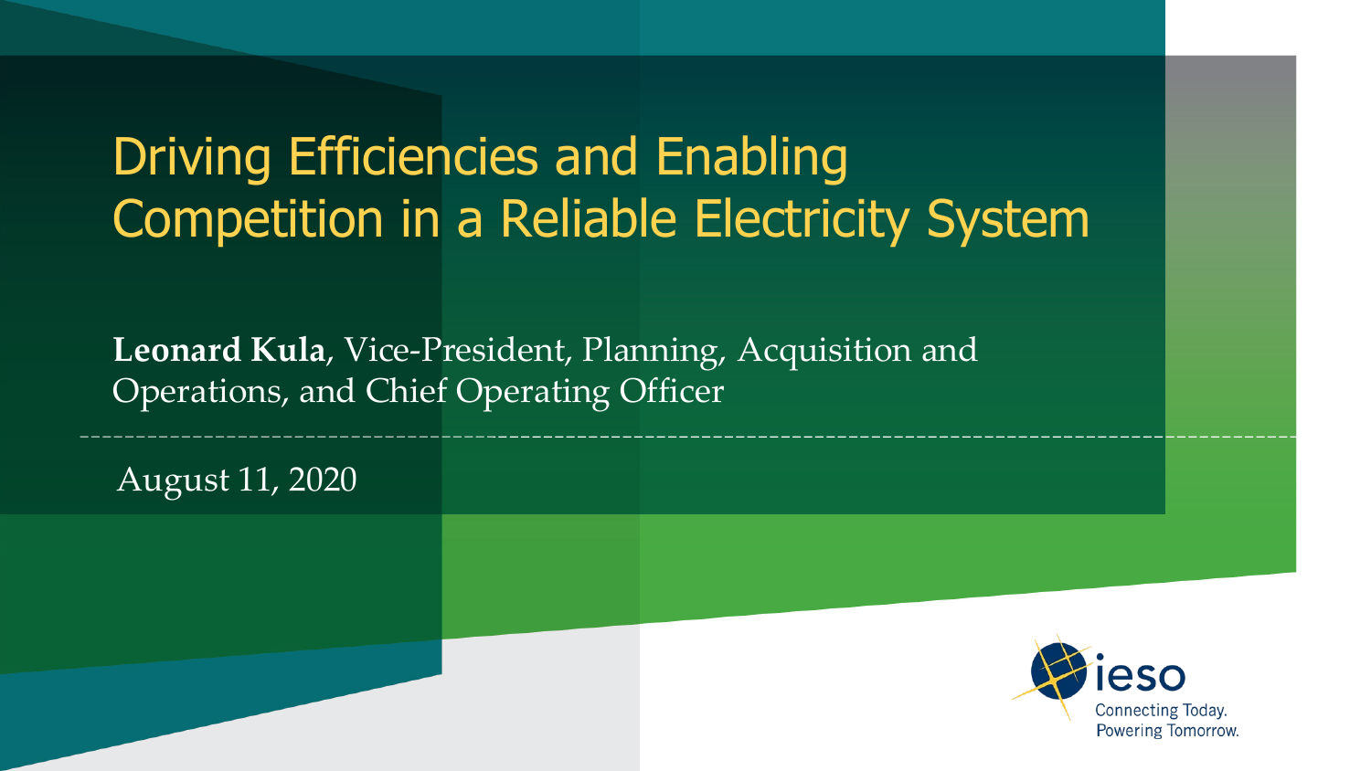# Driving Efficiencies and Enabling Competition in a Reliable Electricity System

**Leonard Kula**, Vice-President, Planning, Acquisition and Operations, and Chief Operating Officer

August 11, 2020

ieso

Connecting Today. Powering Tomorrow.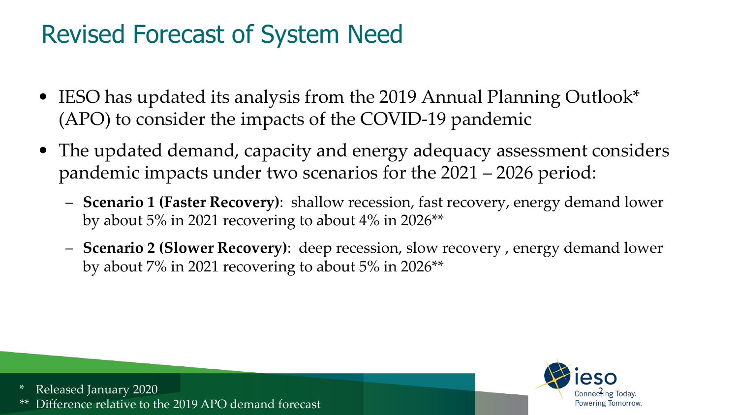# Revised Forecast of System Need

- IESO has updated its analysis from the 2019 Annual Planning Outlook* (APO) to consider the impacts of the COVID-19 pandemic
- The updated demand, capacity and energy adequacy assessment considers pandemic impacts under two scenarios for the 2021 – 2026 period:
  - **Scenario 1 (Faster Recovery)**: shallow recession, fast recovery, energy demand lower by about 5% in 2021 recovering to about 4% in 2026**
  - **Scenario 2 (Slower Recovery)**: deep recession, slow recovery , energy demand lower by about 7% in 2021 recovering to about 5% in 2026**

\* Released January 2020

\** Difference relative to the 2019 APO demand forecast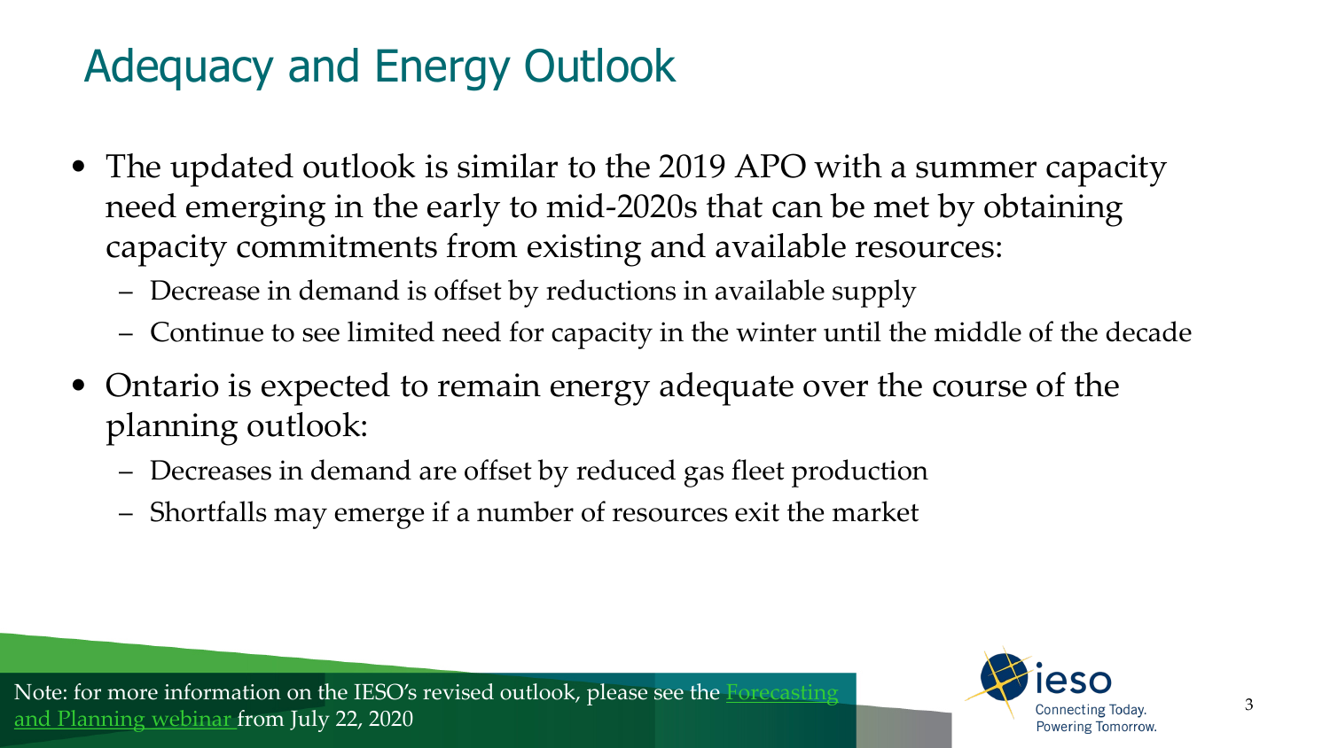# Adequacy and Energy Outlook

- The updated outlook is similar to the 2019 APO with a summer capacity need emerging in the early to mid-2020s that can be met by obtaining capacity commitments from existing and available resources:
  - Decrease in demand is offset by reductions in available supply
  - Continue to see limited need for capacity in the winter until the middle of the decade
- Ontario is expected to remain energy adequate over the course of the planning outlook:
  - Decreases in demand are offset by reduced gas fleet production
  - Shortfalls may emerge if a number of resources exit the market

Note: for more information on the IESO's revised outlook, please see the Forecasting and Planning webinar from July 22, 2020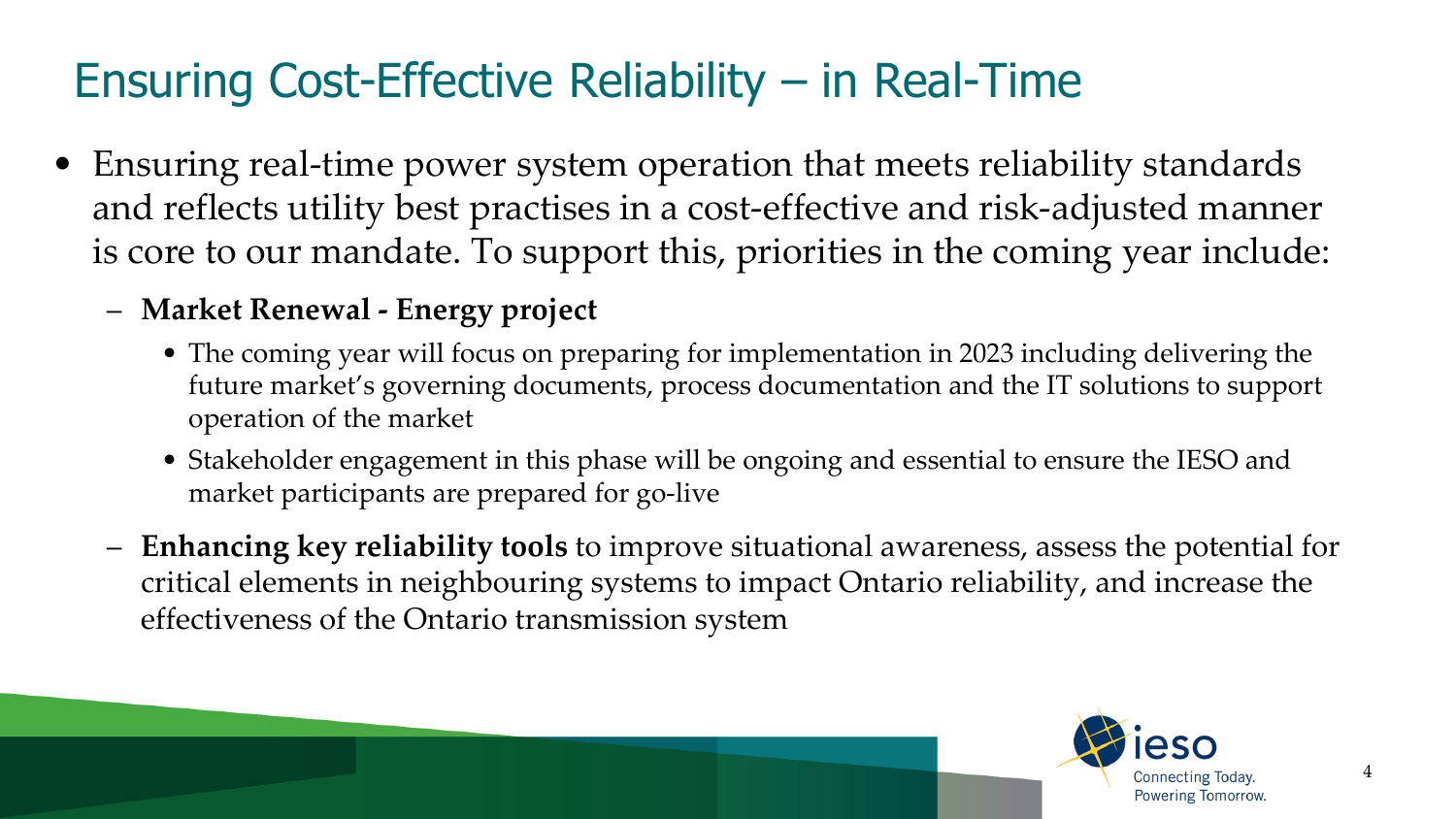# Ensuring Cost-Effective Reliability – in Real-Time

- Ensuring real-time power system operation that meets reliability standards and reflects utility best practises in a cost-effective and risk-adjusted manner is core to our mandate. To support this, priorities in the coming year include:
  - **Market Renewal - Energy project**
    - The coming year will focus on preparing for implementation in 2023 including delivering the future market's governing documents, process documentation and the IT solutions to support operation of the market
    - Stakeholder engagement in this phase will be ongoing and essential to ensure the IESO and market participants are prepared for go-live
  - **Enhancing key reliability tools** to improve situational awareness, assess the potential for critical elements in neighbouring systems to impact Ontario reliability, and increase the effectiveness of the Ontario transmission system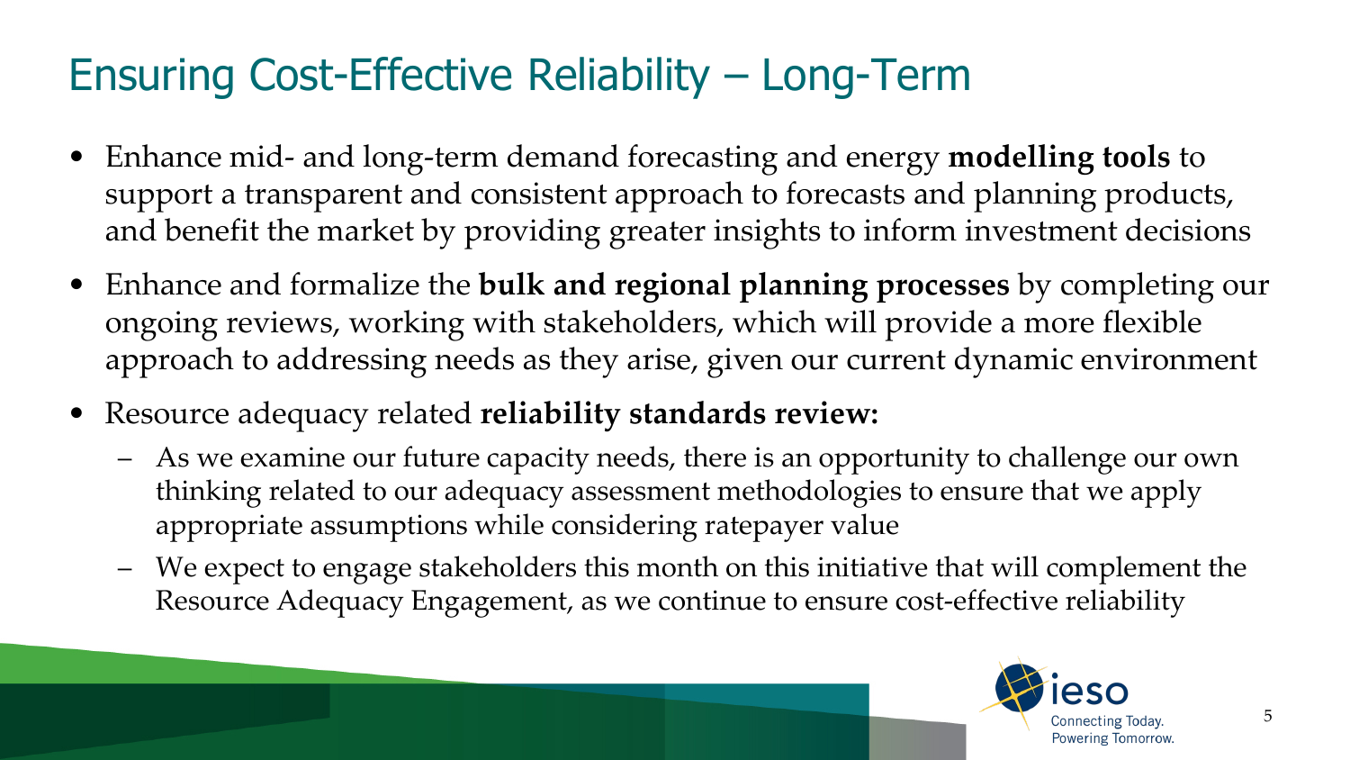# Ensuring Cost-Effective Reliability – Long-Term

- Enhance mid- and long-term demand forecasting and energy **modelling tools** to support a transparent and consistent approach to forecasts and planning products, and benefit the market by providing greater insights to inform investment decisions
- Enhance and formalize the **bulk and regional planning processes** by completing our ongoing reviews, working with stakeholders, which will provide a more flexible approach to addressing needs as they arise, given our current dynamic environment
- Resource adequacy related **reliability standards review:**
  - As we examine our future capacity needs, there is an opportunity to challenge our own thinking related to our adequacy assessment methodologies to ensure that we apply appropriate assumptions while considering ratepayer value
  - We expect to engage stakeholders this month on this initiative that will complement the Resource Adequacy Engagement, as we continue to ensure cost-effective reliability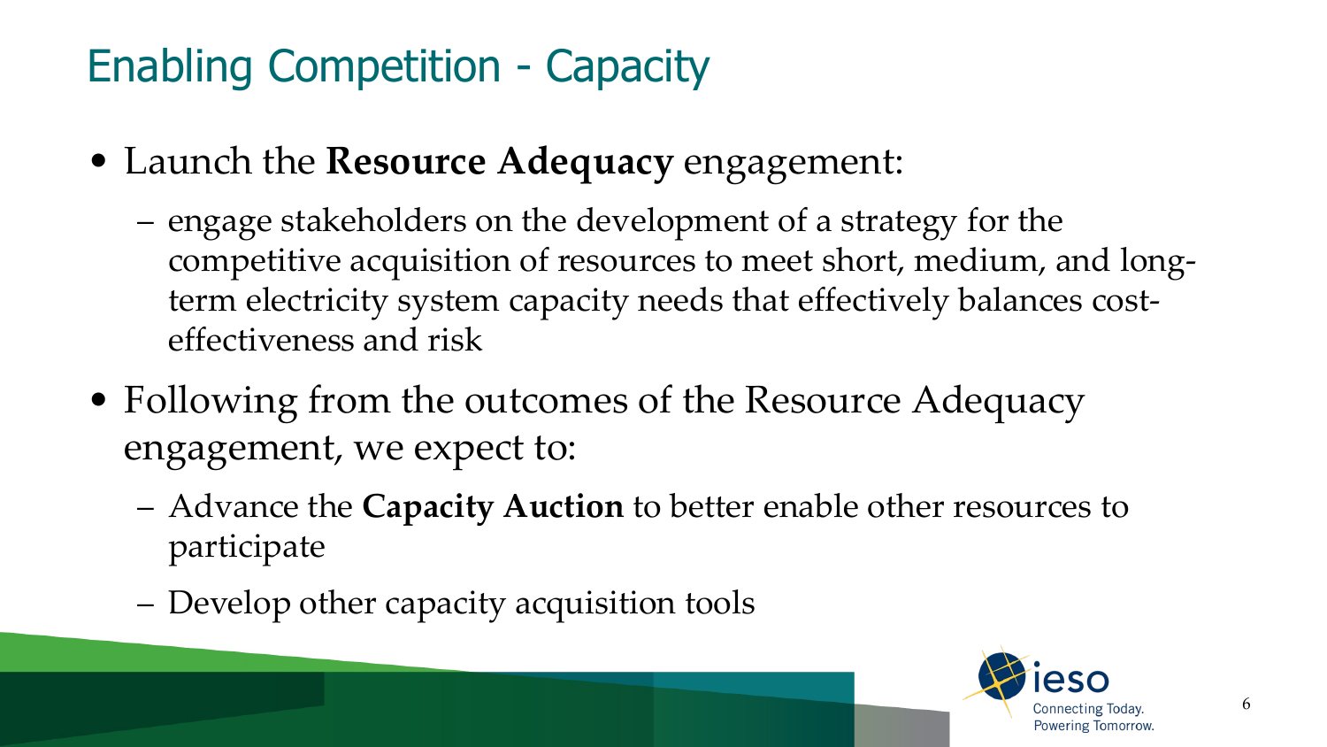# Enabling Competition - Capacity

- Launch the **Resource Adequacy** engagement:
  - engage stakeholders on the development of a strategy for the competitive acquisition of resources to meet short, medium, and long-term electricity system capacity needs that effectively balances cost-effectiveness and risk
- Following from the outcomes of the Resource Adequacy engagement, we expect to:
  - Advance the **Capacity Auction** to better enable other resources to participate
  - Develop other capacity acquisition tools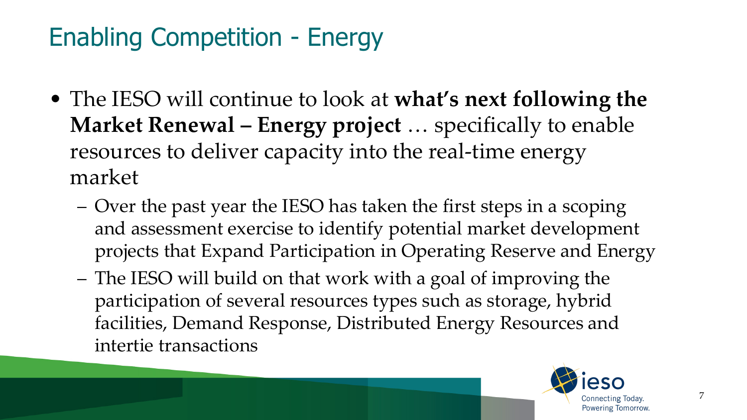# Enabling Competition - Energy

- The IESO will continue to look at **what's next following the Market Renewal – Energy project** … specifically to enable resources to deliver capacity into the real-time energy market
  - Over the past year the IESO has taken the first steps in a scoping and assessment exercise to identify potential market development projects that Expand Participation in Operating Reserve and Energy
  - The IESO will build on that work with a goal of improving the participation of several resources types such as storage, hybrid facilities, Demand Response, Distributed Energy Resources and intertie transactions